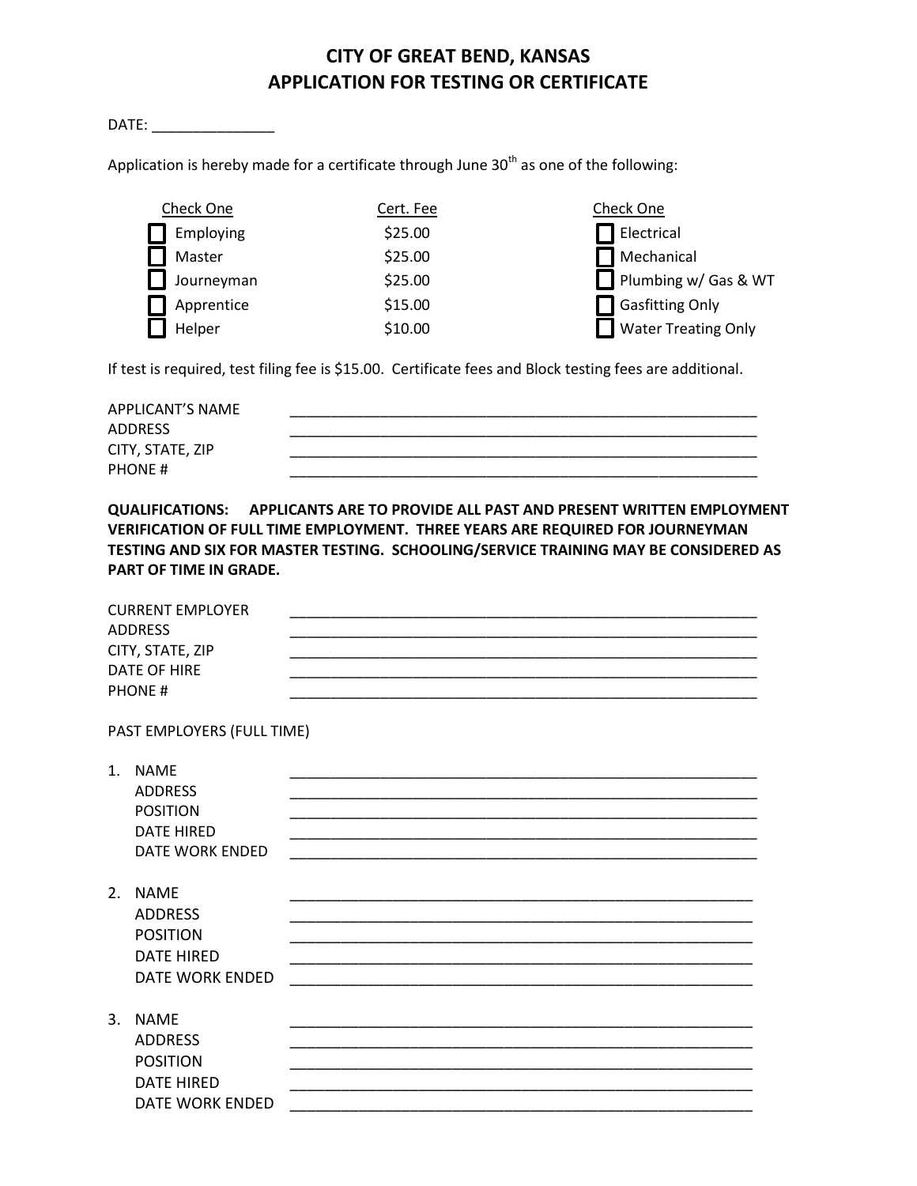# CITY OF GREAT BEND, KANSAS
## APPLICATION FOR TESTING OR CERTIFICATE

DATE: _______________

Application is hereby made for a certificate through June 30th as one of the following:

| Check One | Cert. Fee | Check One |
|---|---|---|
| ☐ Employing | $25.00 | ☐ Electrical |
| ☐ Master | $25.00 | ☐ Mechanical |
| ☐ Journeyman | $25.00 | ☐ Plumbing w/ Gas & WT |
| ☐ Apprentice | $15.00 | ☐ Gasfitting Only |
| ☐ Helper | $10.00 | ☐ Water Treating Only |

If test is required, test filing fee is $15.00. Certificate fees and Block testing fees are additional.

APPLICANT'S NAME ____________________________________________

ADDRESS ____________________________________________

CITY, STATE, ZIP ____________________________________________

PHONE # ____________________________________________

**QUALIFICATIONS: APPLICANTS ARE TO PROVIDE ALL PAST AND PRESENT WRITTEN EMPLOYMENT VERIFICATION OF FULL TIME EMPLOYMENT. THREE YEARS ARE REQUIRED FOR JOURNEYMAN TESTING AND SIX FOR MASTER TESTING. SCHOOLING/SERVICE TRAINING MAY BE CONSIDERED AS PART OF TIME IN GRADE.**

CURRENT EMPLOYER ____________________________________________

ADDRESS ____________________________________________

CITY, STATE, ZIP ____________________________________________

DATE OF HIRE ____________________________________________

PHONE # ____________________________________________

PAST EMPLOYERS (FULL TIME)

1. NAME ____________________________________________
   ADDRESS ____________________________________________
   POSITION ____________________________________________
   DATE HIRED ____________________________________________
   DATE WORK ENDED ____________________________________________

2. NAME ____________________________________________
   ADDRESS ____________________________________________
   POSITION ____________________________________________
   DATE HIRED ____________________________________________
   DATE WORK ENDED ____________________________________________

3. NAME ____________________________________________
   ADDRESS ____________________________________________
   POSITION ____________________________________________
   DATE HIRED ____________________________________________
   DATE WORK ENDED ____________________________________________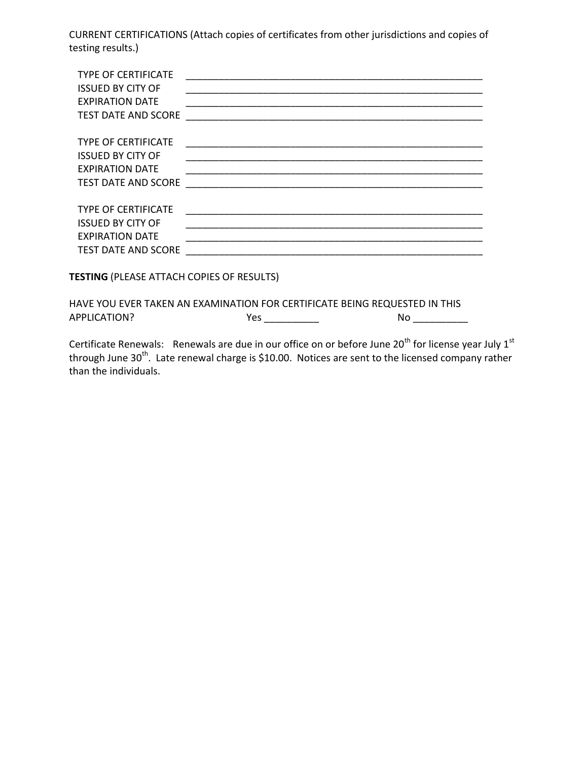CURRENT CERTIFICATIONS (Attach copies of certificates from other jurisdictions and copies of testing results.)

TYPE OF CERTIFICATE ____________________________________________________________
ISSUED BY CITY OF ____________________________________________________________
EXPIRATION DATE ____________________________________________________________
TEST DATE AND SCORE ____________________________________________________________

TYPE OF CERTIFICATE ____________________________________________________________
ISSUED BY CITY OF ____________________________________________________________
EXPIRATION DATE ____________________________________________________________
TEST DATE AND SCORE ____________________________________________________________

TYPE OF CERTIFICATE ____________________________________________________________
ISSUED BY CITY OF ____________________________________________________________
EXPIRATION DATE ____________________________________________________________
TEST DATE AND SCORE ____________________________________________________________

**TESTING** (PLEASE ATTACH COPIES OF RESULTS)

HAVE YOU EVER TAKEN AN EXAMINATION FOR CERTIFICATE BEING REQUESTED IN THIS APPLICATION? Yes __________ No __________

Certificate Renewals: Renewals are due in our office on or before June 20th for license year July 1st through June 30th. Late renewal charge is $10.00. Notices are sent to the licensed company rather than the individuals.